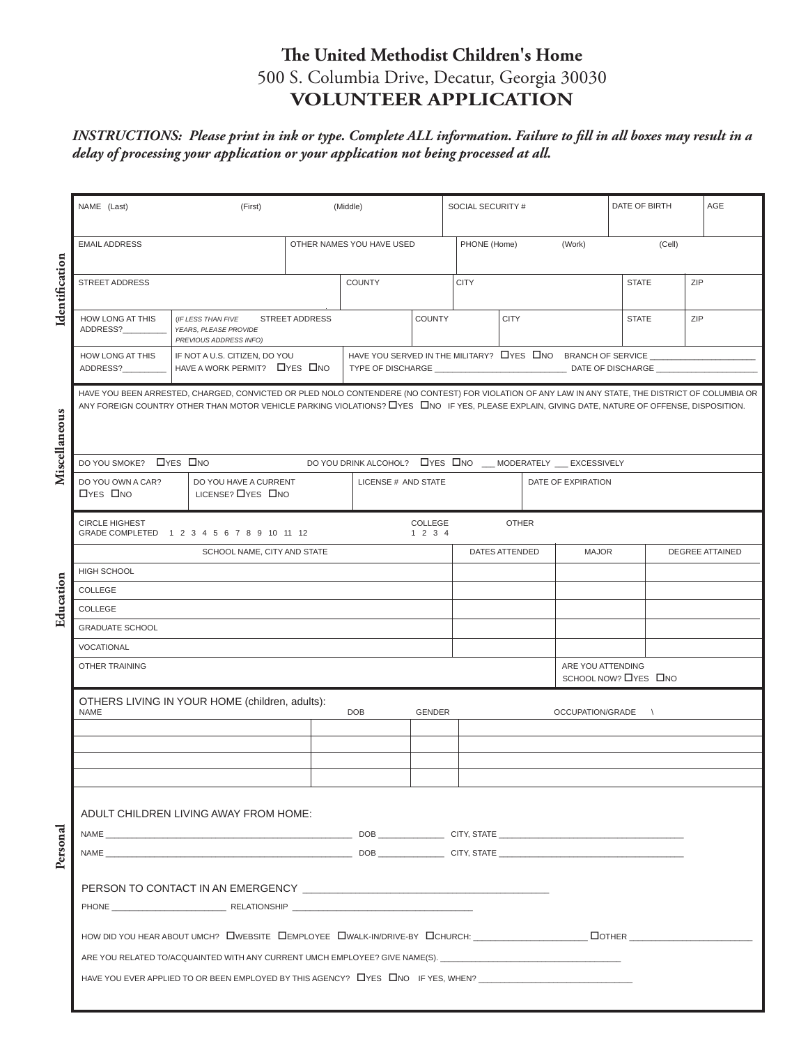# The United Methodist Children's Home

500 S. Columbia Drive, Decatur, Georgia 30030

## VOLUNTEER APPLICATION

***INSTRUCTIONS: Please print in ink or type. Complete ALL information. Failure to fill in all boxes may result in a delay of processing your application or your application not being processed at all.***

### Identification

| NAME (Last) | (First) | (Middle) | SOCIAL SECURITY # | DATE OF BIRTH | AGE |
|---|---|---|---|---|---|
| | | | | | |

| EMAIL ADDRESS | OTHER NAMES YOU HAVE USED | PHONE (Home) | (Work) | (Cell) |
|---|---|---|---|---|
| | | | | |

| STREET ADDRESS | COUNTY | CITY | STATE | ZIP |
|---|---|---|---|---|
| | | | | |

| HOW LONG AT THIS ADDRESS?_________ | (IF LESS THAN FIVE YEARS, PLEASE PROVIDE PREVIOUS ADDRESS INFO) STREET ADDRESS | COUNTY | CITY | STATE | ZIP |
|---|---|---|---|---|---|
| | | | | | |

HOW LONG AT THIS ADDRESS?_________

IF NOT A U.S. CITIZEN, DO YOU HAVE A WORK PERMIT? ☐YES ☐NO

HAVE YOU SERVED IN THE MILITARY? ☐YES ☐NO BRANCH OF SERVICE _______________________

TYPE OF DISCHARGE ____________________________ DATE OF DISCHARGE ______________________

### Miscellaneous

HAVE YOU BEEN ARRESTED, CHARGED, CONVICTED OR PLED NOLO CONTENDERE (NO CONTEST) FOR VIOLATION OF ANY LAW IN ANY STATE, THE DISTRICT OF COLUMBIA OR ANY FOREIGN COUNTRY OTHER THAN MOTOR VEHICLE PARKING VIOLATIONS? ☐YES ☐NO IF YES, PLEASE EXPLAIN, GIVING DATE, NATURE OF OFFENSE, DISPOSITION.

DO YOU SMOKE? ☐YES ☐NO

DO YOU DRINK ALCOHOL? ☐YES ☐NO ___ MODERATELY ___ EXCESSIVELY

| DO YOU OWN A CAR? ☐YES ☐NO | DO YOU HAVE A CURRENT LICENSE? ☐YES ☐NO | LICENSE # AND STATE | DATE OF EXPIRATION |
|---|---|---|---|
| | | | |

### Education

CIRCLE HIGHEST GRADE COMPLETED 1 2 3 4 5 6 7 8 9 10 11 12 COLLEGE 1 2 3 4 OTHER

| | SCHOOL NAME, CITY AND STATE | DATES ATTENDED | MAJOR | DEGREE ATTAINED |
|---|---|---|---|---|
| HIGH SCHOOL | | | | |
| COLLEGE | | | | |
| COLLEGE | | | | |
| GRADUATE SCHOOL | | | | |
| VOCATIONAL | | | | |

OTHER TRAINING

ARE YOU ATTENDING SCHOOL NOW? ☐YES ☐NO

### Personal

OTHERS LIVING IN YOUR HOME (children, adults):

| NAME | DOB | GENDER | OCCUPATION/GRADE |
|---|---|---|---|
| | | | |
| | | | |
| | | | |
| | | | |

ADULT CHILDREN LIVING AWAY FROM HOME:

NAME ____________________________________________________ DOB ______________ CITY, STATE ________________________________________

NAME ____________________________________________________ DOB ______________ CITY, STATE ________________________________________

PERSON TO CONTACT IN AN EMERGENCY __________________________________________

PHONE ________________________ RELATIONSHIP _____________________________________

HOW DID YOU HEAR ABOUT UMCH? ☐WEBSITE ☐EMPLOYEE ☐WALK-IN/DRIVE-BY ☐CHURCH: _______________________ ☐OTHER _________________________

ARE YOU RELATED TO/ACQUAINTED WITH ANY CURRENT UMCH EMPLOYEE? GIVE NAME(S). ______________________________________

HAVE YOU EVER APPLIED TO OR BEEN EMPLOYED BY THIS AGENCY? ☐YES ☐NO IF YES, WHEN? _________________________________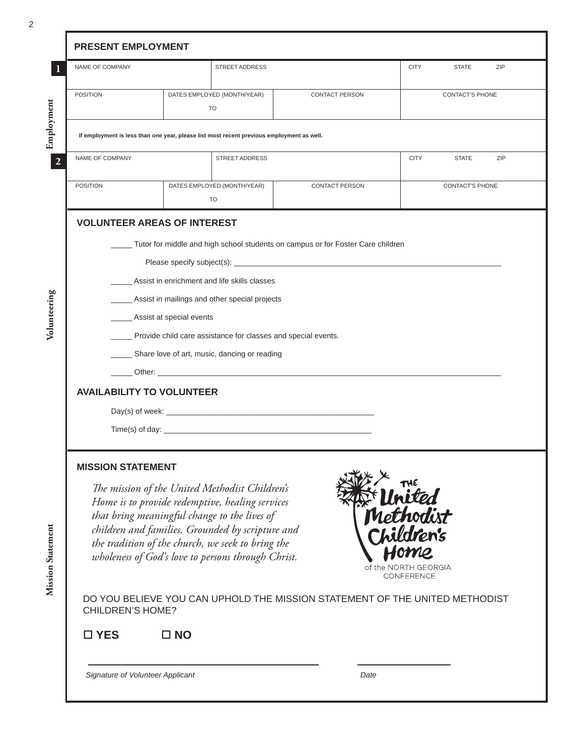## PRESENT EMPLOYMENT

**Employment**

**1**

| NAME OF COMPANY | STREET ADDRESS | | CITY STATE ZIP |
|---|---|---|---|
| POSITION | DATES EMPLOYED (MONTH/YEAR) TO | CONTACT PERSON | CONTACT'S PHONE |

**If employment is less than one year, please list most recent previous employment as well.**

**2**

| NAME OF COMPANY | STREET ADDRESS | | CITY STATE ZIP |
|---|---|---|---|
| POSITION | DATES EMPLOYED (MONTH/YEAR) TO | CONTACT PERSON | CONTACT'S PHONE |

**Volunteering**

## VOLUNTEER AREAS OF INTEREST

_____ Tutor for middle and high school students on campus or for Foster Care children

Please specify subject(s): ____________________________________________

_____ Assist in enrichment and life skills classes

_____ Assist in mailings and other special projects

_____ Assist at special events

_____ Provide child care assistance for classes and special events.

_____ Share love of art, music, dancing or reading

_____ Other: ____________________________________________

## AVAILABILITY TO VOLUNTEER

Day(s) of week: ____________________________________________

Time(s) of day: ____________________________________________

**Mission Statement**

## MISSION STATEMENT

*The mission of the United Methodist Children's Home is to provide redemptive, healing services that bring meaningful change to the lives of children and families. Grounded by scripture and the tradition of the church, we seek to bring the wholeness of God's love to persons through Christ.*

THE United Methodist Children's Home of the NORTH GEORGIA CONFERENCE

DO YOU BELIEVE YOU CAN UPHOLD THE MISSION STATEMENT OF THE UNITED METHODIST CHILDREN'S HOME?

☐ **YES** ☐ **NO**

________________________________________ ____________________

*Signature of Volunteer Applicant* *Date*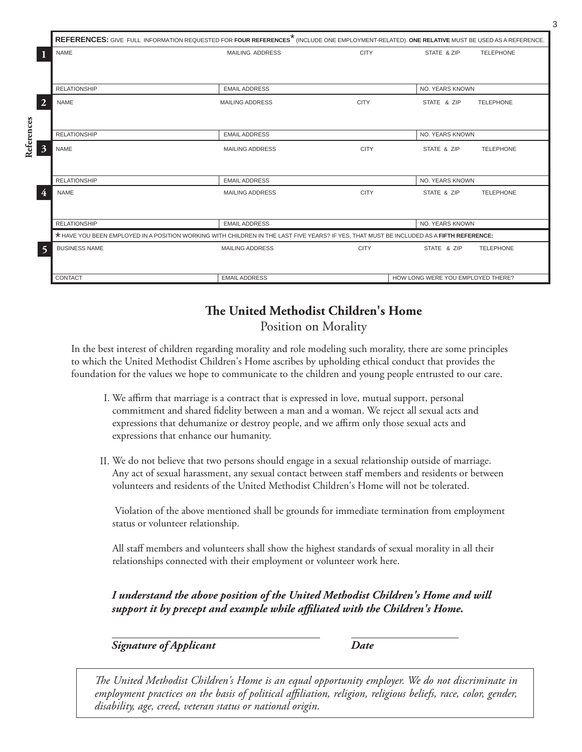**References**

**REFERENCES:** GIVE FULL INFORMATION REQUESTED FOR **FOUR REFERENCES*** (INCLUDE ONE EMPLOYMENT-RELATED). **ONE RELATIVE** MUST BE USED AS A REFERENCE.

| # | NAME | MAILING ADDRESS | CITY | STATE & ZIP | TELEPHONE |
|---|---|---|---|---|---|
| 1 | | | | | |
| | RELATIONSHIP | EMAIL ADDRESS | | NO. YEARS KNOWN | |
| 2 | | | | | |
| | RELATIONSHIP | EMAIL ADDRESS | | NO. YEARS KNOWN | |
| 3 | | | | | |
| | RELATIONSHIP | EMAIL ADDRESS | | NO. YEARS KNOWN | |
| 4 | | | | | |
| | RELATIONSHIP | EMAIL ADDRESS | | NO. YEARS KNOWN | |

* HAVE YOU BEEN EMPLOYED IN A POSITION WORKING WITH CHILDREN IN THE LAST FIVE YEARS? IF YES, THAT MUST BE INCLUDED AS A **FIFTH REFERENCE:**

| # | BUSINESS NAME | MAILING ADDRESS | CITY | STATE & ZIP | TELEPHONE |
|---|---|---|---|---|---|
| 5 | | | | | |
| | CONTACT | EMAIL ADDRESS | | HOW LONG WERE YOU EMPLOYED THERE? | |

## The United Methodist Children's Home

Position on Morality

In the best interest of children regarding morality and role modeling such morality, there are some principles to which the United Methodist Children's Home ascribes by upholding ethical conduct that provides the foundation for the values we hope to communicate to the children and young people entrusted to our care.

I. We affirm that marriage is a contract that is expressed in love, mutual support, personal commitment and shared fidelity between a man and a woman. We reject all sexual acts and expressions that dehumanize or destroy people, and we affirm only those sexual acts and expressions that enhance our humanity.

II. We do not believe that two persons should engage in a sexual relationship outside of marriage. Any act of sexual harassment, any sexual contact between staff members and residents or between volunteers and residents of the United Methodist Children's Home will not be tolerated.

Violation of the above mentioned shall be grounds for immediate termination from employment status or volunteer relationship.

All staff members and volunteers shall show the highest standards of sexual morality in all their relationships connected with their employment or volunteer work here.

***I understand the above position of the United Methodist Children's Home and will support it by precept and example while affiliated with the Children's Home.***

______________________________ &nbsp;&nbsp;&nbsp;&nbsp; ________________

***Signature of Applicant*** &nbsp;&nbsp;&nbsp;&nbsp; ***Date***

*The United Methodist Children's Home is an equal opportunity employer. We do not discriminate in employment practices on the basis of political affiliation, religion, religious beliefs, race, color, gender, disability, age, creed, veteran status or national origin.*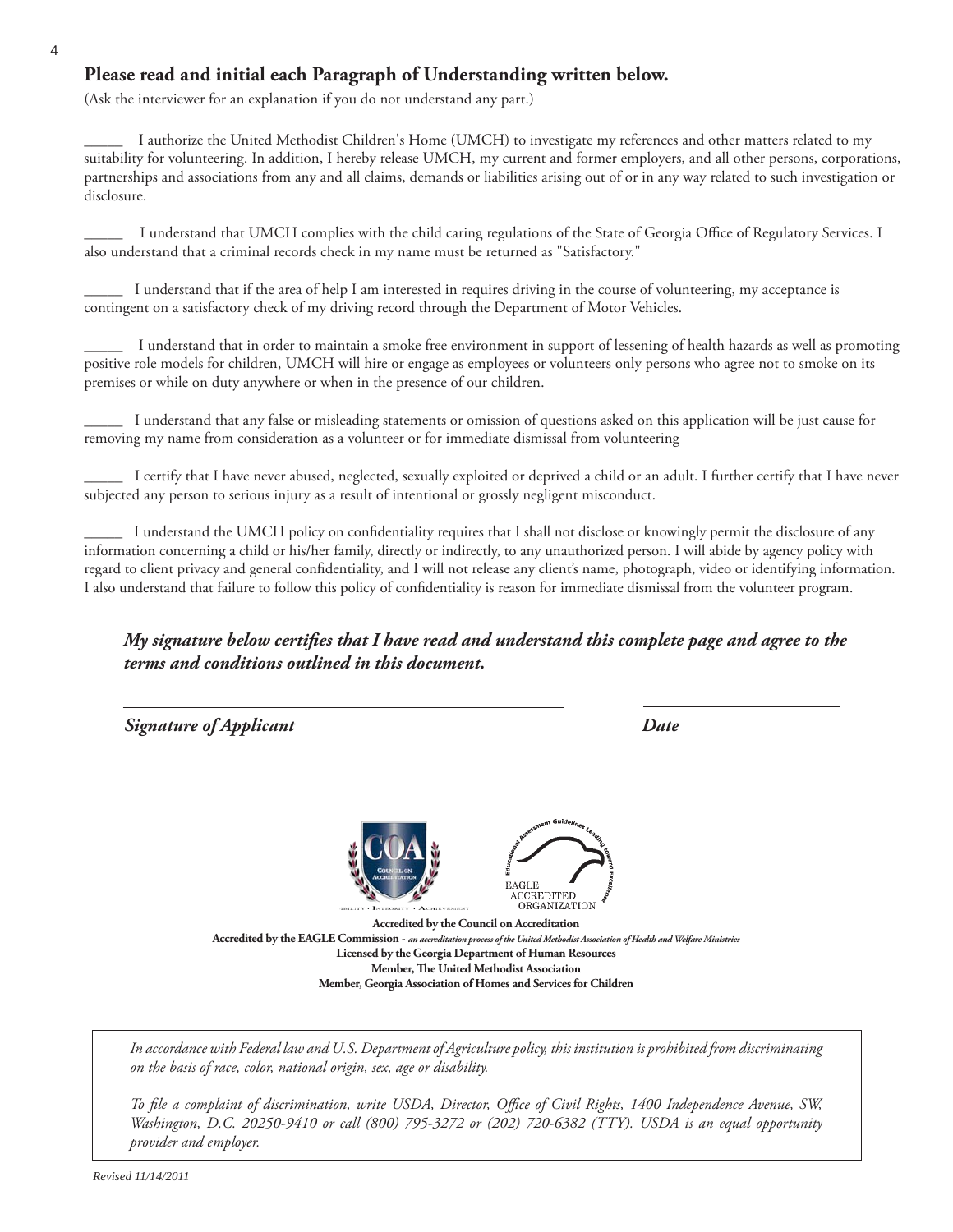## Please read and initial each Paragraph of Understanding written below.

(Ask the interviewer for an explanation if you do not understand any part.)

_____ I authorize the United Methodist Children's Home (UMCH) to investigate my references and other matters related to my suitability for volunteering. In addition, I hereby release UMCH, my current and former employers, and all other persons, corporations, partnerships and associations from any and all claims, demands or liabilities arising out of or in any way related to such investigation or disclosure.

_____ I understand that UMCH complies with the child caring regulations of the State of Georgia Office of Regulatory Services. I also understand that a criminal records check in my name must be returned as "Satisfactory."

_____ I understand that if the area of help I am interested in requires driving in the course of volunteering, my acceptance is contingent on a satisfactory check of my driving record through the Department of Motor Vehicles.

_____ I understand that in order to maintain a smoke free environment in support of lessening of health hazards as well as promoting positive role models for children, UMCH will hire or engage as employees or volunteers only persons who agree not to smoke on its premises or while on duty anywhere or when in the presence of our children.

_____ I understand that any false or misleading statements or omission of questions asked on this application will be just cause for removing my name from consideration as a volunteer or for immediate dismissal from volunteering

_____ I certify that I have never abused, neglected, sexually exploited or deprived a child or an adult. I further certify that I have never subjected any person to serious injury as a result of intentional or grossly negligent misconduct.

_____ I understand the UMCH policy on confidentiality requires that I shall not disclose or knowingly permit the disclosure of any information concerning a child or his/her family, directly or indirectly, to any unauthorized person. I will abide by agency policy with regard to client privacy and general confidentiality, and I will not release any client's name, photograph, video or identifying information. I also understand that failure to follow this policy of confidentiality is reason for immediate dismissal from the volunteer program.

***My signature below certifies that I have read and understand this complete page and agree to the terms and conditions outlined in this document.***

_______________________________________ _______________________

***Signature of Applicant*** ***Date***

**Accredited by the Council on Accreditation**
**Accredited by the EAGLE Commission** - *an accreditation process of the United Methodist Association of Health and Welfare Ministries*
**Licensed by the Georgia Department of Human Resources**
**Member, The United Methodist Association**
**Member, Georgia Association of Homes and Services for Children**

*In accordance with Federal law and U.S. Department of Agriculture policy, this institution is prohibited from discriminating on the basis of race, color, national origin, sex, age or disability.*

*To file a complaint of discrimination, write USDA, Director, Office of Civil Rights, 1400 Independence Avenue, SW, Washington, D.C. 20250-9410 or call (800) 795-3272 or (202) 720-6382 (TTY). USDA is an equal opportunity provider and employer.*

*Revised 11/14/2011*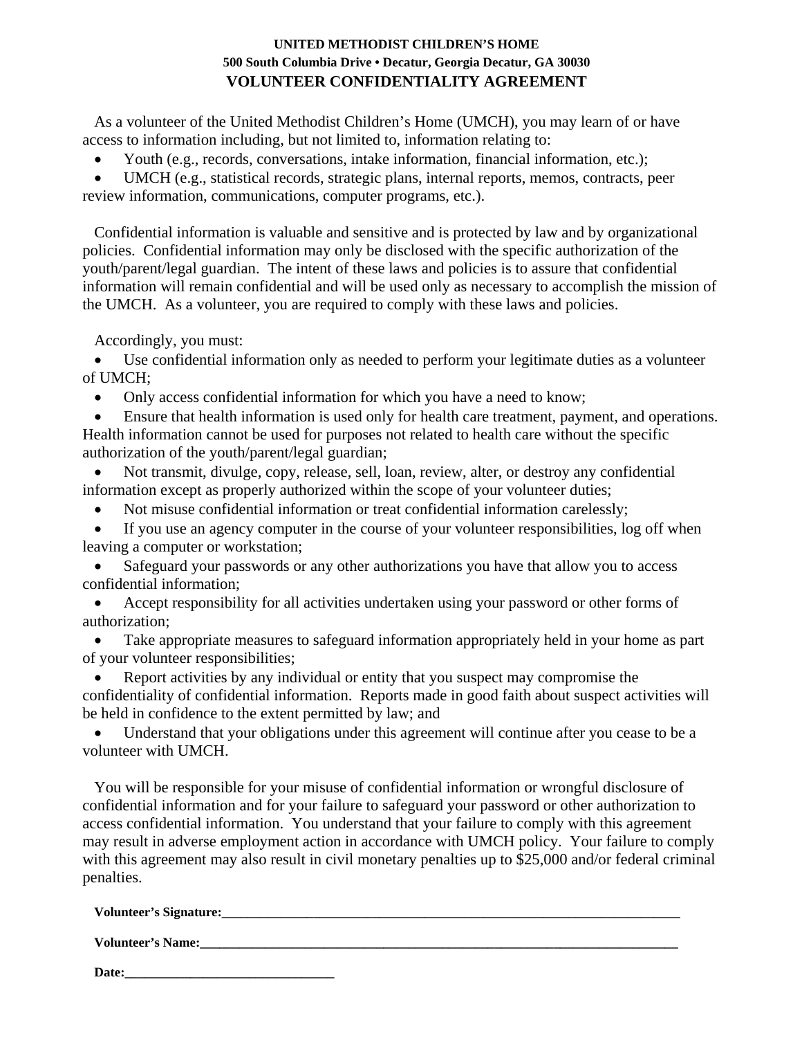**UNITED METHODIST CHILDREN'S HOME**
**500 South Columbia Drive • Decatur, Georgia Decatur, GA 30030**

# VOLUNTEER CONFIDENTIALITY AGREEMENT

As a volunteer of the United Methodist Children's Home (UMCH), you may learn of or have access to information including, but not limited to, information relating to:

- Youth (e.g., records, conversations, intake information, financial information, etc.);
- UMCH (e.g., statistical records, strategic plans, internal reports, memos, contracts, peer review information, communications, computer programs, etc.).

Confidential information is valuable and sensitive and is protected by law and by organizational policies. Confidential information may only be disclosed with the specific authorization of the youth/parent/legal guardian. The intent of these laws and policies is to assure that confidential information will remain confidential and will be used only as necessary to accomplish the mission of the UMCH. As a volunteer, you are required to comply with these laws and policies.

Accordingly, you must:

- Use confidential information only as needed to perform your legitimate duties as a volunteer of UMCH;
- Only access confidential information for which you have a need to know;
- Ensure that health information is used only for health care treatment, payment, and operations. Health information cannot be used for purposes not related to health care without the specific authorization of the youth/parent/legal guardian;
- Not transmit, divulge, copy, release, sell, loan, review, alter, or destroy any confidential information except as properly authorized within the scope of your volunteer duties;
- Not misuse confidential information or treat confidential information carelessly;
- If you use an agency computer in the course of your volunteer responsibilities, log off when leaving a computer or workstation;
- Safeguard your passwords or any other authorizations you have that allow you to access confidential information;
- Accept responsibility for all activities undertaken using your password or other forms of authorization;
- Take appropriate measures to safeguard information appropriately held in your home as part of your volunteer responsibilities;
- Report activities by any individual or entity that you suspect may compromise the confidentiality of confidential information. Reports made in good faith about suspect activities will be held in confidence to the extent permitted by law; and
- Understand that your obligations under this agreement will continue after you cease to be a volunteer with UMCH.

You will be responsible for your misuse of confidential information or wrongful disclosure of confidential information and for your failure to safeguard your password or other authorization to access confidential information. You understand that your failure to comply with this agreement may result in adverse employment action in accordance with UMCH policy. Your failure to comply with this agreement may also result in civil monetary penalties up to $25,000 and/or federal criminal penalties.

**Volunteer's Signature:**______________________________________________________________________

**Volunteer's Name:**_________________________________________________________________________

**Date:**_________________________________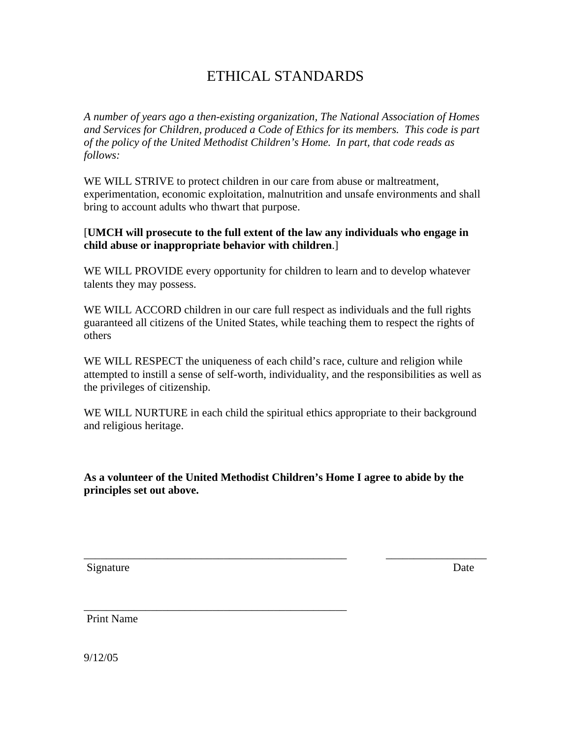# ETHICAL STANDARDS

*A number of years ago a then-existing organization, The National Association of Homes and Services for Children, produced a Code of Ethics for its members. This code is part of the policy of the United Methodist Children's Home. In part, that code reads as follows:*

WE WILL STRIVE to protect children in our care from abuse or maltreatment, experimentation, economic exploitation, malnutrition and unsafe environments and shall bring to account adults who thwart that purpose.

[**UMCH will prosecute to the full extent of the law any individuals who engage in child abuse or inappropriate behavior with children**.]

WE WILL PROVIDE every opportunity for children to learn and to develop whatever talents they may possess.

WE WILL ACCORD children in our care full respect as individuals and the full rights guaranteed all citizens of the United States, while teaching them to respect the rights of others

WE WILL RESPECT the uniqueness of each child's race, culture and religion while attempted to instill a sense of self-worth, individuality, and the responsibilities as well as the privileges of citizenship.

WE WILL NURTURE in each child the spiritual ethics appropriate to their background and religious heritage.

**As a volunteer of the United Methodist Children's Home I agree to abide by the principles set out above.**

_______________________________________________ __________________

Signature Date

_______________________________________________

Print Name

9/12/05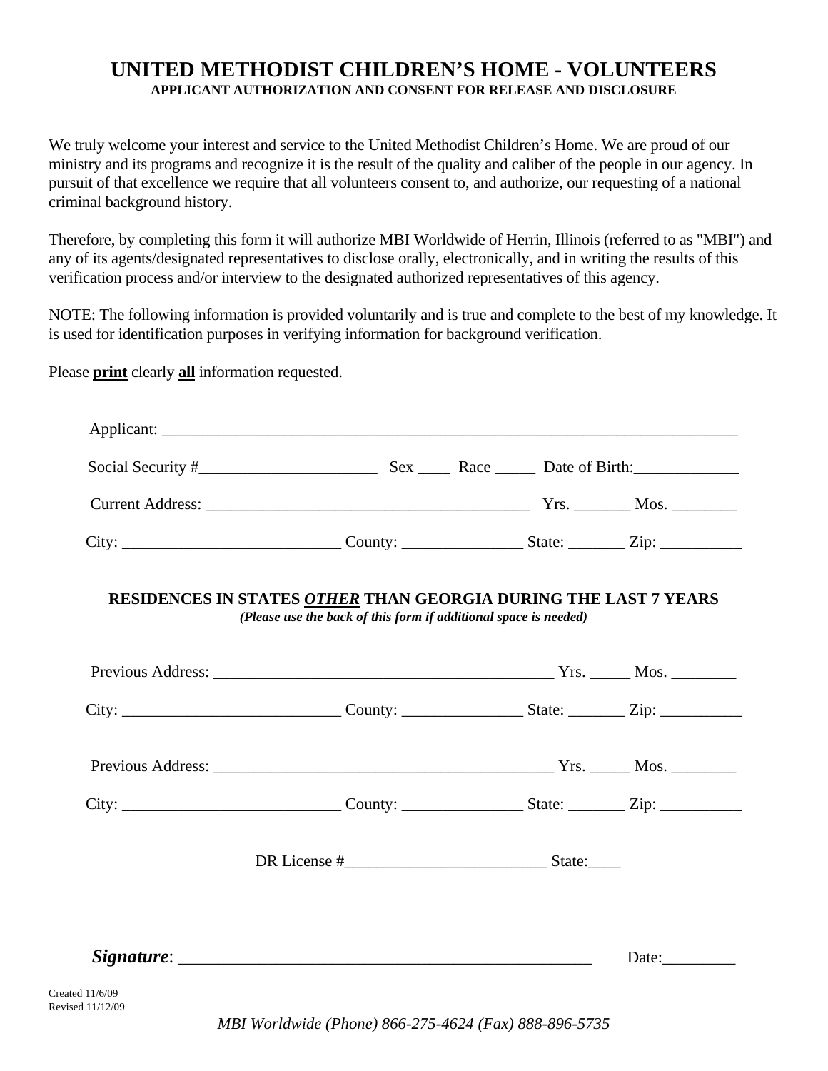# UNITED METHODIST CHILDREN'S HOME - VOLUNTEERS

**APPLICANT AUTHORIZATION AND CONSENT FOR RELEASE AND DISCLOSURE**

We truly welcome your interest and service to the United Methodist Children's Home. We are proud of our ministry and its programs and recognize it is the result of the quality and caliber of the people in our agency. In pursuit of that excellence we require that all volunteers consent to, and authorize, our requesting of a national criminal background history.

Therefore, by completing this form it will authorize MBI Worldwide of Herrin, Illinois (referred to as "MBI") and any of its agents/designated representatives to disclose orally, electronically, and in writing the results of this verification process and/or interview to the designated authorized representatives of this agency.

NOTE: The following information is provided voluntarily and is true and complete to the best of my knowledge. It is used for identification purposes in verifying information for background verification.

Please **print** clearly **all** information requested.

Applicant: ___________________________________________________________________________

Social Security #______________________ Sex ____ Race _____ Date of Birth:_____________

Current Address: ________________________________________ Yrs. _______ Mos. ________

City: __________________________ County: _______________ State: _______ Zip: __________

**RESIDENCES IN STATES *OTHER* THAN GEORGIA DURING THE LAST 7 YEARS**

***(Please use the back of this form if additional space is needed)***

Previous Address: __________________________________________ Yrs. _____ Mos. ________

City: __________________________ County: _______________ State: _______ Zip: __________

Previous Address: __________________________________________ Yrs. _____ Mos. ________

City: __________________________ County: _______________ State: _______ Zip: __________

DR License #_________________________ State:____

***Signature***: ___________________________________________________ Date:_________

Created 11/6/09
Revised 11/12/09

*MBI Worldwide (Phone) 866-275-4624 (Fax) 888-896-5735*